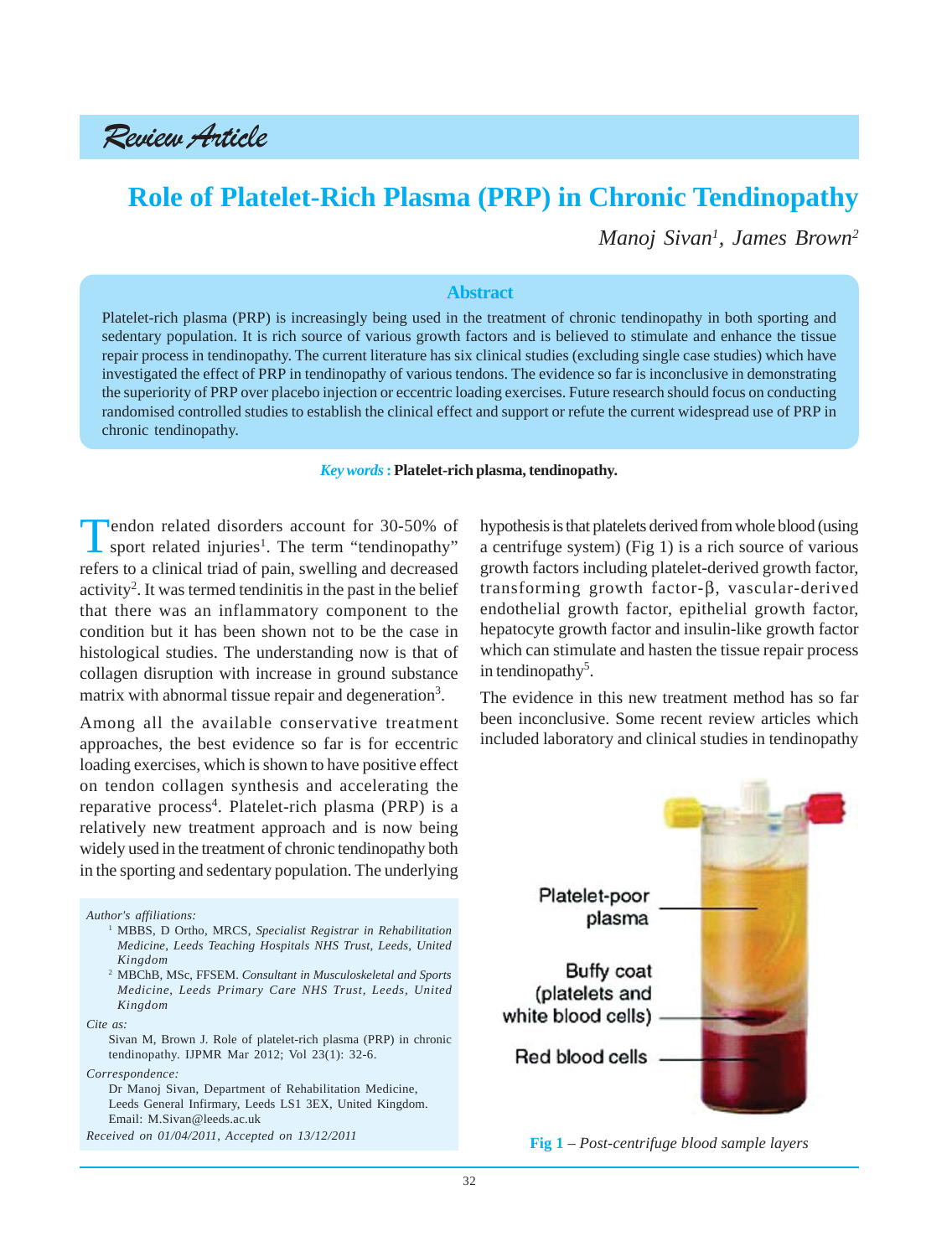*Review Article*

# Role of Platelet-Rich Plasma (PRP) in Chronic Tendinopathy

*Manoj Sivan[1], James Brown[2]*

## Abstract

Platelet-rich plasma (PRP) is increasingly being used in the treatment of chronic tendinopathy in both sporting and sedentary population. It is rich source of various growth factors and is believed to stimulate and enhance the tissue repair process in tendinopathy. The current literature has six clinical studies (excluding single case studies) which have investigated the effect of PRP in tendinopathy of various tendons. The evidence so far is inconclusive in demonstrating the superiority of PRP over placebo injection or eccentric loading exercises. Future research should focus on conducting randomised controlled studies to establish the clinical effect and support or refute the current widespread use of PRP in chronic tendinopathy.

***Key words :*** **Platelet-rich plasma, tendinopathy.**

Tendon related disorders account for 30-50% of sport related injuries[1]. The term "tendinopathy" refers to a clinical triad of pain, swelling and decreased activity[2]. It was termed tendinitis in the past in the belief that there was an inflammatory component to the condition but it has been shown not to be the case in histological studies. The understanding now is that of collagen disruption with increase in ground substance matrix with abnormal tissue repair and degeneration[3].

Among all the available conservative treatment approaches, the best evidence so far is for eccentric loading exercises, which is shown to have positive effect on tendon collagen synthesis and accelerating the reparative process[4]. Platelet-rich plasma (PRP) is a relatively new treatment approach and is now being widely used in the treatment of chronic tendinopathy both in the sporting and sedentary population. The underlying hypothesis is that platelets derived from whole blood (using a centrifuge system) (Fig 1) is a rich source of various growth factors including platelet-derived growth factor, transforming growth factor-β, vascular-derived endothelial growth factor, epithelial growth factor, hepatocyte growth factor and insulin-like growth factor which can stimulate and hasten the tissue repair process in tendinopathy[5].

The evidence in this new treatment method has so far been inconclusive. Some recent review articles which included laboratory and clinical studies in tendinopathy

Platelet-poor plasma

Buffy coat (platelets and white blood cells)

Red blood cells

**Fig 1** – *Post-centrifuge blood sample layers*

*Author's affiliations:*

[1] MBBS, D Ortho, MRCS, *Specialist Registrar in Rehabilitation Medicine, Leeds Teaching Hospitals NHS Trust, Leeds, United Kingdom*

[2] MBChB, MSc, FFSEM. *Consultant in Musculoskeletal and Sports Medicine, Leeds Primary Care NHS Trust, Leeds, United Kingdom*

*Cite as:*

Sivan M, Brown J. Role of platelet-rich plasma (PRP) in chronic tendinopathy. IJPMR Mar 2012; Vol 23(1): 32-6.

*Correspondence:*

Dr Manoj Sivan, Department of Rehabilitation Medicine, Leeds General Infirmary, Leeds LS1 3EX, United Kingdom. Email: M.Sivan@leeds.ac.uk

*Received on 01/04/2011, Accepted on 13/12/2011*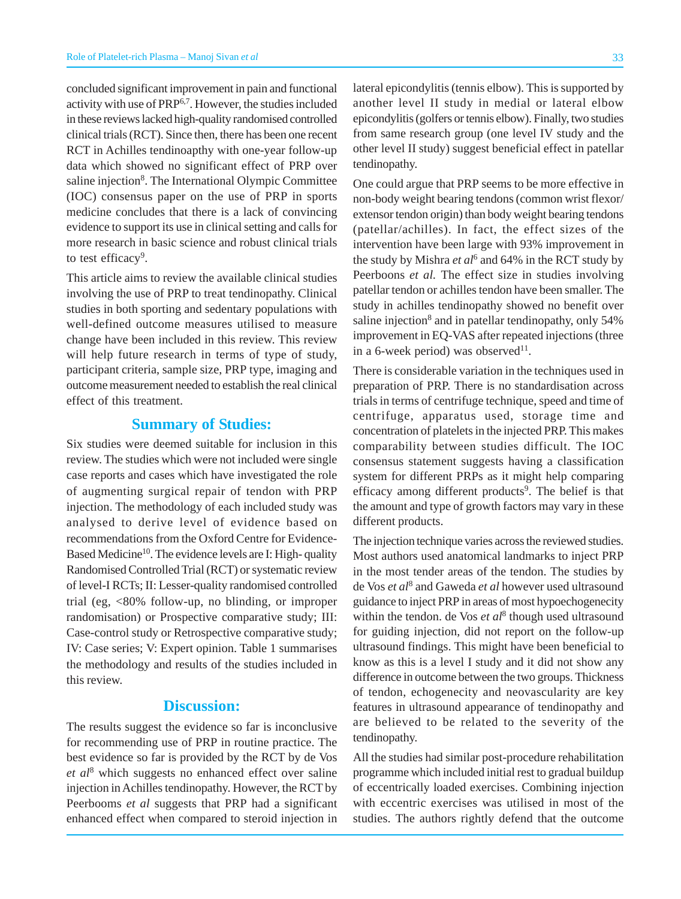concluded significant improvement in pain and functional activity with use of PRP[6,7]. However, the studies included in these reviews lacked high-quality randomised controlled clinical trials (RCT). Since then, there has been one recent RCT in Achilles tendinoapthy with one-year follow-up data which showed no significant effect of PRP over saline injection[8]. The International Olympic Committee (IOC) consensus paper on the use of PRP in sports medicine concludes that there is a lack of convincing evidence to support its use in clinical setting and calls for more research in basic science and robust clinical trials to test efficacy[9].

This article aims to review the available clinical studies involving the use of PRP to treat tendinopathy. Clinical studies in both sporting and sedentary populations with well-defined outcome measures utilised to measure change have been included in this review. This review will help future research in terms of type of study, participant criteria, sample size, PRP type, imaging and outcome measurement needed to establish the real clinical effect of this treatment.

## Summary of Studies:

Six studies were deemed suitable for inclusion in this review. The studies which were not included were single case reports and cases which have investigated the role of augmenting surgical repair of tendon with PRP injection. The methodology of each included study was analysed to derive level of evidence based on recommendations from the Oxford Centre for Evidence-Based Medicine[10]. The evidence levels are I: High- quality Randomised Controlled Trial (RCT) or systematic review of level-I RCTs; II: Lesser-quality randomised controlled trial (eg, <80% follow-up, no blinding, or improper randomisation) or Prospective comparative study; III: Case-control study or Retrospective comparative study; IV: Case series; V: Expert opinion. Table 1 summarises the methodology and results of the studies included in this review.

## Discussion:

The results suggest the evidence so far is inconclusive for recommending use of PRP in routine practice. The best evidence so far is provided by the RCT by de Vos *et al*[8] which suggests no enhanced effect over saline injection in Achilles tendinopathy. However, the RCT by Peerbooms *et al* suggests that PRP had a significant enhanced effect when compared to steroid injection in lateral epicondylitis (tennis elbow). This is supported by another level II study in medial or lateral elbow epicondylitis (golfers or tennis elbow). Finally, two studies from same research group (one level IV study and the other level II study) suggest beneficial effect in patellar tendinopathy.

One could argue that PRP seems to be more effective in non-body weight bearing tendons (common wrist flexor/ extensor tendon origin) than body weight bearing tendons (patellar/achilles). In fact, the effect sizes of the intervention have been large with 93% improvement in the study by Mishra *et al*[6] and 64% in the RCT study by Peerboons *et al.* The effect size in studies involving patellar tendon or achilles tendon have been smaller. The study in achilles tendinopathy showed no benefit over saline injection[8] and in patellar tendinopathy, only 54% improvement in EQ-VAS after repeated injections (three in a 6-week period) was observed[11].

There is considerable variation in the techniques used in preparation of PRP. There is no standardisation across trials in terms of centrifuge technique, speed and time of centrifuge, apparatus used, storage time and concentration of platelets in the injected PRP. This makes comparability between studies difficult. The IOC consensus statement suggests having a classification system for different PRPs as it might help comparing efficacy among different products[9]. The belief is that the amount and type of growth factors may vary in these different products.

The injection technique varies across the reviewed studies. Most authors used anatomical landmarks to inject PRP in the most tender areas of the tendon. The studies by de Vos *et al*[8] and Gaweda *et al* however used ultrasound guidance to inject PRP in areas of most hypoechogenecity within the tendon. de Vos *et al*[8] though used ultrasound for guiding injection, did not report on the follow-up ultrasound findings. This might have been beneficial to know as this is a level I study and it did not show any difference in outcome between the two groups. Thickness of tendon, echogenecity and neovascularity are key features in ultrasound appearance of tendinopathy and are believed to be related to the severity of the tendinopathy.

All the studies had similar post-procedure rehabilitation programme which included initial rest to gradual buildup of eccentrically loaded exercises. Combining injection with eccentric exercises was utilised in most of the studies. The authors rightly defend that the outcome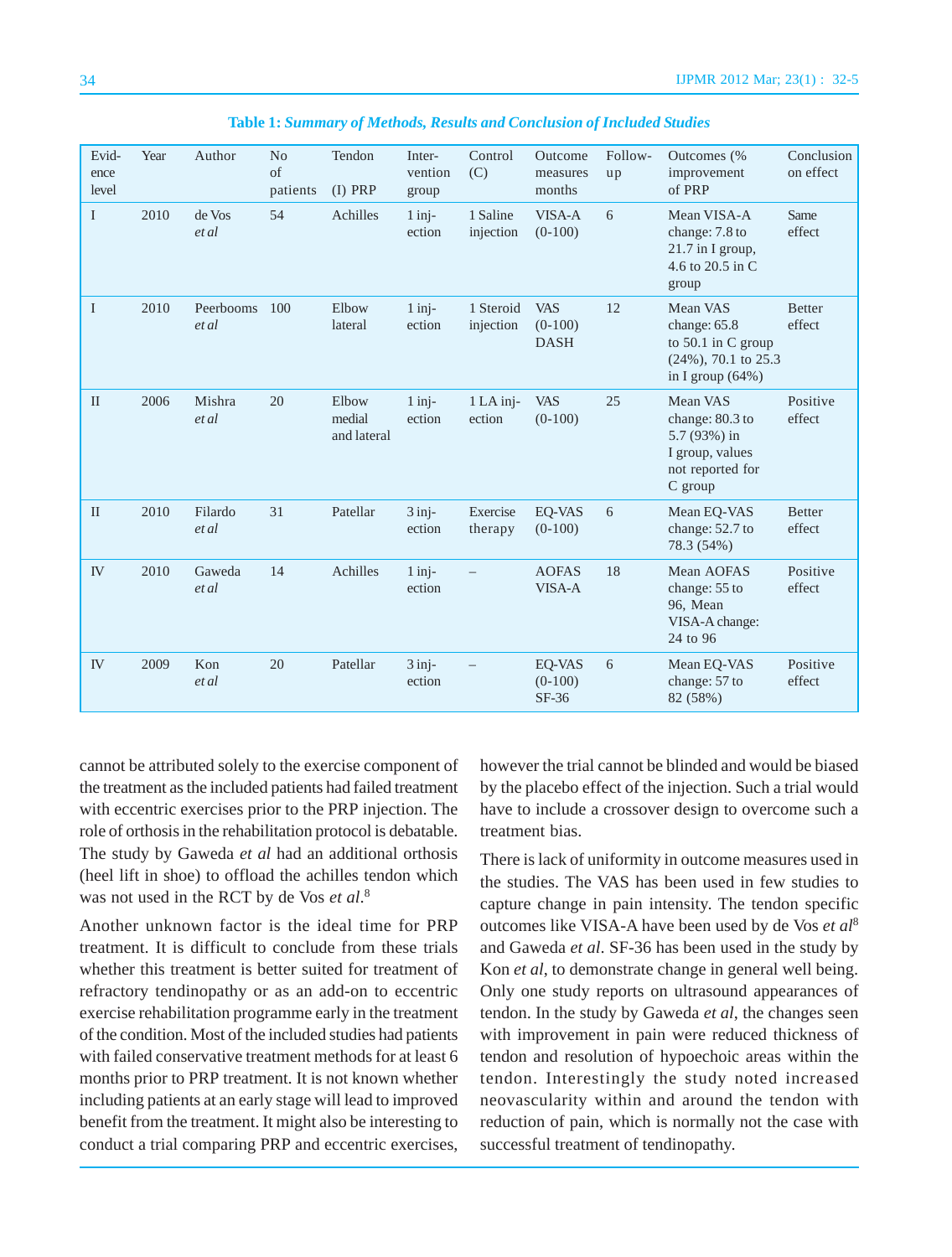**Table 1:** ***Summary of Methods, Results and Conclusion of Included Studies***

| Evidence level | Year | Author | No of patients | Tendon (I) PRP | Intervention group | Control (C) | Outcome measures months | Follow-up | Outcomes (% improvement of PRP | Conclusion on effect |
|---|---|---|---|---|---|---|---|---|---|---|
| I | 2010 | de Vos *et al* | 54 | Achilles | 1 injection | 1 Saline injection | VISA-A (0-100) | 6 | Mean VISA-A change: 7.8 to 21.7 in I group, 4.6 to 20.5 in C group | Same effect |
| I | 2010 | Peerbooms *et al* | 100 | Elbow lateral | 1 injection | 1 Steroid injection | VAS (0-100) DASH | 12 | Mean VAS change: 65.8 to 50.1 in C group (24%), 70.1 to 25.3 in I group (64%) | Better effect |
| II | 2006 | Mishra *et al* | 20 | Elbow medial and lateral | 1 injection | 1 LA injection | VAS (0-100) | 25 | Mean VAS change: 80.3 to 5.7 (93%) in I group, values not reported for C group | Positive effect |
| II | 2010 | Filardo *et al* | 31 | Patellar | 3 injection | Exercise therapy | EQ-VAS (0-100) | 6 | Mean EQ-VAS change: 52.7 to 78.3 (54%) | Better effect |
| IV | 2010 | Gaweda *et al* | 14 | Achilles | 1 injection | – | AOFAS VISA-A | 18 | Mean AOFAS change: 55 to 96, Mean VISA-A change: 24 to 96 | Positive effect |
| IV | 2009 | Kon *et al* | 20 | Patellar | 3 injection | – | EQ-VAS (0-100) SF-36 | 6 | Mean EQ-VAS change: 57 to 82 (58%) | Positive effect |

cannot be attributed solely to the exercise component of the treatment as the included patients had failed treatment with eccentric exercises prior to the PRP injection. The role of orthosis in the rehabilitation protocol is debatable. The study by Gaweda *et al* had an additional orthosis (heel lift in shoe) to offload the achilles tendon which was not used in the RCT by de Vos *et al*.[8]

Another unknown factor is the ideal time for PRP treatment. It is difficult to conclude from these trials whether this treatment is better suited for treatment of refractory tendinopathy or as an add-on to eccentric exercise rehabilitation programme early in the treatment of the condition. Most of the included studies had patients with failed conservative treatment methods for at least 6 months prior to PRP treatment. It is not known whether including patients at an early stage will lead to improved benefit from the treatment. It might also be interesting to conduct a trial comparing PRP and eccentric exercises, however the trial cannot be blinded and would be biased by the placebo effect of the injection. Such a trial would have to include a crossover design to overcome such a treatment bias.

There is lack of uniformity in outcome measures used in the studies. The VAS has been used in few studies to capture change in pain intensity. The tendon specific outcomes like VISA-A have been used by de Vos *et al*[8] and Gaweda *et al*. SF-36 has been used in the study by Kon *et al*, to demonstrate change in general well being. Only one study reports on ultrasound appearances of tendon. In the study by Gaweda *et al*, the changes seen with improvement in pain were reduced thickness of tendon and resolution of hypoechoic areas within the tendon. Interestingly the study noted increased neovascularity within and around the tendon with reduction of pain, which is normally not the case with successful treatment of tendinopathy.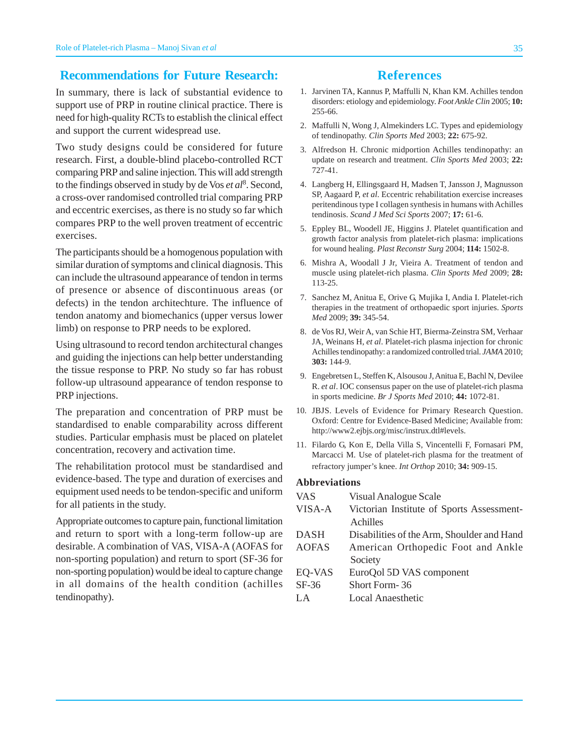## Recommendations for Future Research:

In summary, there is lack of substantial evidence to support use of PRP in routine clinical practice. There is need for high-quality RCTs to establish the clinical effect and support the current widespread use.

Two study designs could be considered for future research. First, a double-blind placebo-controlled RCT comparing PRP and saline injection. This will add strength to the findings observed in study by de Vos *et al*[8]. Second, a cross-over randomised controlled trial comparing PRP and eccentric exercises, as there is no study so far which compares PRP to the well proven treatment of eccentric exercises.

The participants should be a homogenous population with similar duration of symptoms and clinical diagnosis. This can include the ultrasound appearance of tendon in terms of presence or absence of discontinuous areas (or defects) in the tendon architechture. The influence of tendon anatomy and biomechanics (upper versus lower limb) on response to PRP needs to be explored.

Using ultrasound to record tendon architectural changes and guiding the injections can help better understanding the tissue response to PRP. No study so far has robust follow-up ultrasound appearance of tendon response to PRP injections.

The preparation and concentration of PRP must be standardised to enable comparability across different studies. Particular emphasis must be placed on platelet concentration, recovery and activation time.

The rehabilitation protocol must be standardised and evidence-based. The type and duration of exercises and equipment used needs to be tendon-specific and uniform for all patients in the study.

Appropriate outcomes to capture pain, functional limitation and return to sport with a long-term follow-up are desirable. A combination of VAS, VISA-A (AOFAS for non-sporting population) and return to sport (SF-36 for non-sporting population) would be ideal to capture change in all domains of the health condition (achilles tendinopathy).

## References

1. Jarvinen TA, Kannus P, Maffulli N, Khan KM. Achilles tendon disorders: etiology and epidemiology. *Foot Ankle Clin* 2005; **10:** 255-66.
2. Maffulli N, Wong J, Almekinders LC. Types and epidemiology of tendinopathy. *Clin Sports Med* 2003; **22:** 675-92.
3. Alfredson H. Chronic midportion Achilles tendinopathy: an update on research and treatment. *Clin Sports Med* 2003; **22:** 727-41.
4. Langberg H, Ellingsgaard H, Madsen T, Jansson J, Magnusson SP, Aagaard P, *et al*. Eccentric rehabilitation exercise increases peritendinous type I collagen synthesis in humans with Achilles tendinosis. *Scand J Med Sci Sports* 2007; **17:** 61-6.
5. Eppley BL, Woodell JE, Higgins J. Platelet quantification and growth factor analysis from platelet-rich plasma: implications for wound healing. *Plast Reconstr Surg* 2004; **114:** 1502-8.
6. Mishra A, Woodall J Jr, Vieira A. Treatment of tendon and muscle using platelet-rich plasma. *Clin Sports Med* 2009; **28:** 113-25.
7. Sanchez M, Anitua E, Orive G, Mujika I, Andia I. Platelet-rich therapies in the treatment of orthopaedic sport injuries. *Sports Med* 2009; **39:** 345-54.
8. de Vos RJ, Weir A, van Schie HT, Bierma-Zeinstra SM, Verhaar JA, Weinans H, *et al*. Platelet-rich plasma injection for chronic Achilles tendinopathy: a randomized controlled trial. *JAMA* 2010; **303:** 144-9.
9. Engebretsen L, Steffen K, Alsousou J, Anitua E, Bachl N, Devilee R. *et al*. IOC consensus paper on the use of platelet-rich plasma in sports medicine. *Br J Sports Med* 2010; **44:** 1072-81.
10. JBJS. Levels of Evidence for Primary Research Question. Oxford: Centre for Evidence-Based Medicine; Available from: http://www2.ejbjs.org/misc/instrux.dtl#levels.
11. Filardo G, Kon E, Della Villa S, Vincentelli F, Fornasari PM, Marcacci M. Use of platelet-rich plasma for the treatment of refractory jumper's knee. *Int Orthop* 2010; **34:** 909-15.

### Abbreviations

| | |
|---|---|
| VAS | Visual Analogue Scale |
| VISA-A | Victorian Institute of Sports Assessment-Achilles |
| DASH | Disabilities of the Arm, Shoulder and Hand |
| AOFAS | American Orthopedic Foot and Ankle Society |
| EQ-VAS | EuroQol 5D VAS component |
| SF-36 | Short Form- 36 |
| LA | Local Anaesthetic |